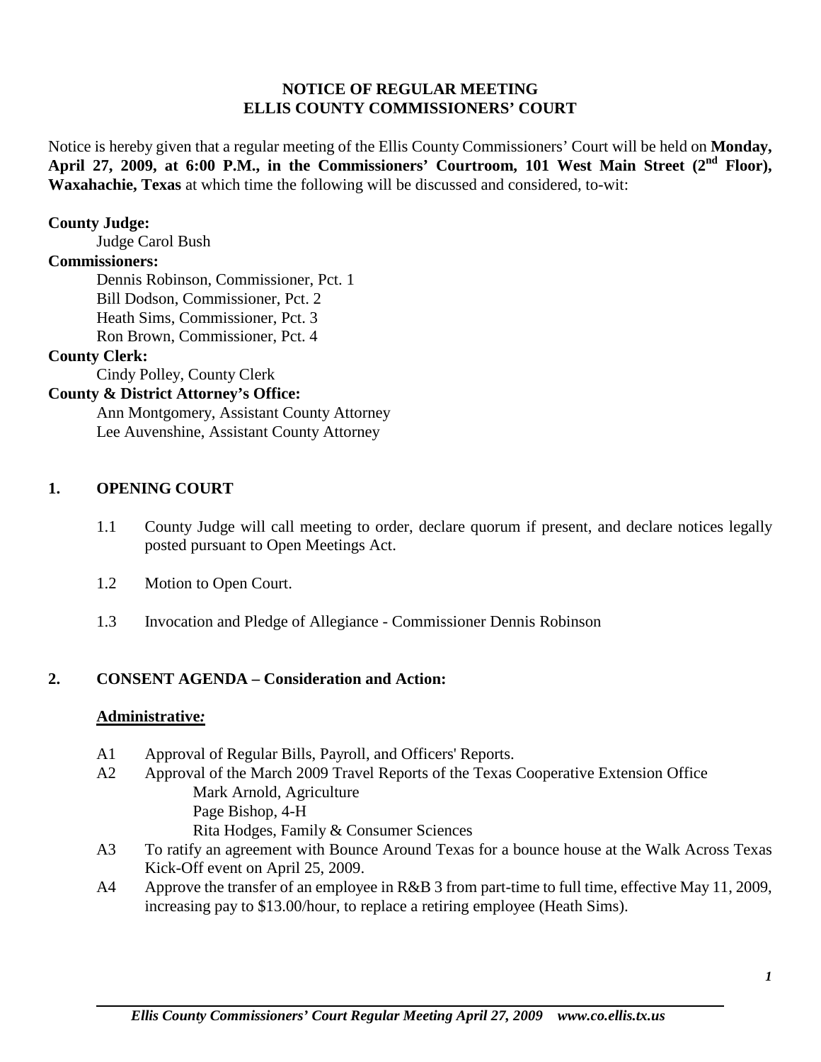# NOTICE OF REGULAR MEETING
# ELLIS COUNTY COMMISSIONERS' COURT

Notice is hereby given that a regular meeting of the Ellis County Commissioners' Court will be held on **Monday, April 27, 2009, at 6:00 P.M., in the Commissioners' Courtroom, 101 West Main Street (2nd Floor), Waxahachie, Texas** at which time the following will be discussed and considered, to-wit:

**County Judge:**
Judge Carol Bush

**Commissioners:**
Dennis Robinson, Commissioner, Pct. 1
Bill Dodson, Commissioner, Pct. 2
Heath Sims, Commissioner, Pct. 3
Ron Brown, Commissioner, Pct. 4

**County Clerk:**
Cindy Polley, County Clerk

**County & District Attorney's Office:**
Ann Montgomery, Assistant County Attorney
Lee Auvenshine, Assistant County Attorney

## 1. OPENING COURT

1.1 County Judge will call meeting to order, declare quorum if present, and declare notices legally posted pursuant to Open Meetings Act.

1.2 Motion to Open Court.

1.3 Invocation and Pledge of Allegiance - Commissioner Dennis Robinson

## 2. CONSENT AGENDA – Consideration and Action:

### Administrative:

A1 Approval of Regular Bills, Payroll, and Officers' Reports.

A2 Approval of the March 2009 Travel Reports of the Texas Cooperative Extension Office
Mark Arnold, Agriculture
Page Bishop, 4-H
Rita Hodges, Family & Consumer Sciences

A3 To ratify an agreement with Bounce Around Texas for a bounce house at the Walk Across Texas Kick-Off event on April 25, 2009.

A4 Approve the transfer of an employee in R&B 3 from part-time to full time, effective May 11, 2009, increasing pay to $13.00/hour, to replace a retiring employee (Heath Sims).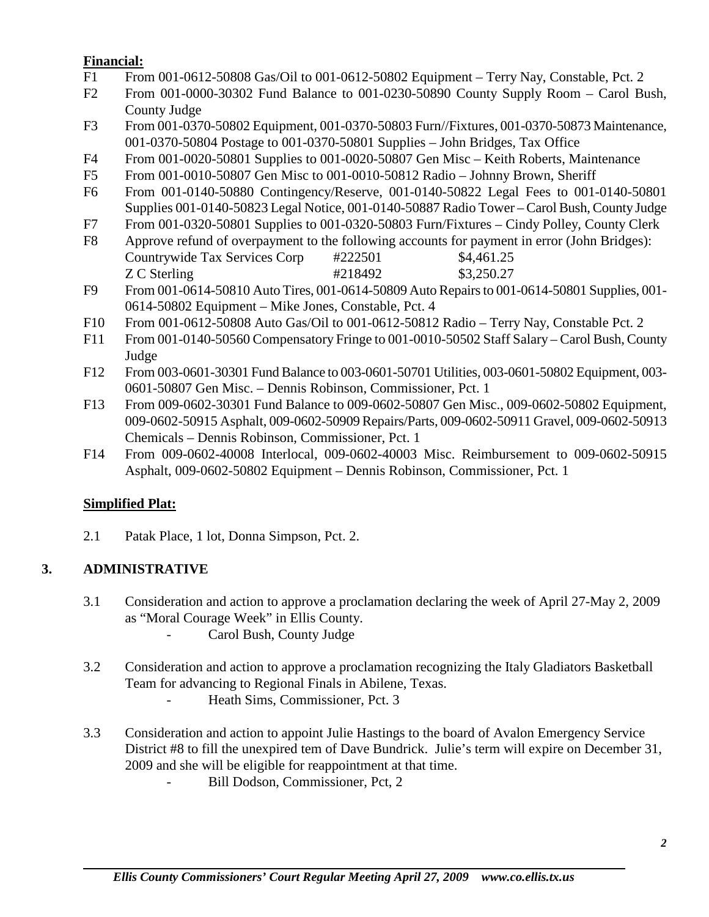**Financial:**

F1 From 001-0612-50808 Gas/Oil to 001-0612-50802 Equipment – Terry Nay, Constable, Pct. 2

F2 From 001-0000-30302 Fund Balance to 001-0230-50890 County Supply Room – Carol Bush, County Judge

F3 From 001-0370-50802 Equipment, 001-0370-50803 Furn//Fixtures, 001-0370-50873 Maintenance, 001-0370-50804 Postage to 001-0370-50801 Supplies – John Bridges, Tax Office

F4 From 001-0020-50801 Supplies to 001-0020-50807 Gen Misc – Keith Roberts, Maintenance

F5 From 001-0010-50807 Gen Misc to 001-0010-50812 Radio – Johnny Brown, Sheriff

F6 From 001-0140-50880 Contingency/Reserve, 001-0140-50822 Legal Fees to 001-0140-50801 Supplies 001-0140-50823 Legal Notice, 001-0140-50887 Radio Tower – Carol Bush, County Judge

F7 From 001-0320-50801 Supplies to 001-0320-50803 Furn/Fixtures – Cindy Polley, County Clerk

F8 Approve refund of overpayment to the following accounts for payment in error (John Bridges):

| | | |
|---|---|---|
| Countrywide Tax Services Corp | #222501 | $4,461.25 |
| Z C Sterling | #218492 | $3,250.27 |

F9 From 001-0614-50810 Auto Tires, 001-0614-50809 Auto Repairs to 001-0614-50801 Supplies, 001-0614-50802 Equipment – Mike Jones, Constable, Pct. 4

F10 From 001-0612-50808 Auto Gas/Oil to 001-0612-50812 Radio – Terry Nay, Constable Pct. 2

F11 From 001-0140-50560 Compensatory Fringe to 001-0010-50502 Staff Salary – Carol Bush, County Judge

F12 From 003-0601-30301 Fund Balance to 003-0601-50701 Utilities, 003-0601-50802 Equipment, 003-0601-50807 Gen Misc. – Dennis Robinson, Commissioner, Pct. 1

F13 From 009-0602-30301 Fund Balance to 009-0602-50807 Gen Misc., 009-0602-50802 Equipment, 009-0602-50915 Asphalt, 009-0602-50909 Repairs/Parts, 009-0602-50911 Gravel, 009-0602-50913 Chemicals – Dennis Robinson, Commissioner, Pct. 1

F14 From 009-0602-40008 Interlocal, 009-0602-40003 Misc. Reimbursement to 009-0602-50915 Asphalt, 009-0602-50802 Equipment – Dennis Robinson, Commissioner, Pct. 1

**Simplified Plat:**

2.1 Patak Place, 1 lot, Donna Simpson, Pct. 2.

## 3. ADMINISTRATIVE

3.1 Consideration and action to approve a proclamation declaring the week of April 27-May 2, 2009 as "Moral Courage Week" in Ellis County.

- Carol Bush, County Judge

3.2 Consideration and action to approve a proclamation recognizing the Italy Gladiators Basketball Team for advancing to Regional Finals in Abilene, Texas.

- Heath Sims, Commissioner, Pct. 3

3.3 Consideration and action to appoint Julie Hastings to the board of Avalon Emergency Service District #8 to fill the unexpired tem of Dave Bundrick. Julie's term will expire on December 31, 2009 and she will be eligible for reappointment at that time.

- Bill Dodson, Commissioner, Pct, 2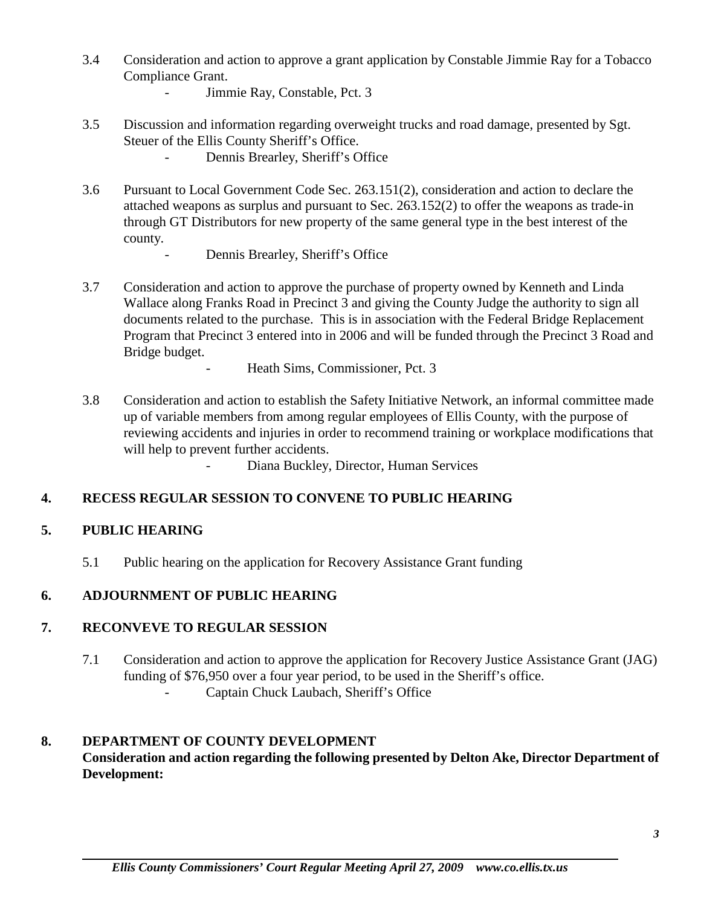3.4 Consideration and action to approve a grant application by Constable Jimmie Ray for a Tobacco Compliance Grant.

- Jimmie Ray, Constable, Pct. 3

3.5 Discussion and information regarding overweight trucks and road damage, presented by Sgt. Steuer of the Ellis County Sheriff's Office.

- Dennis Brearley, Sheriff's Office

3.6 Pursuant to Local Government Code Sec. 263.151(2), consideration and action to declare the attached weapons as surplus and pursuant to Sec. 263.152(2) to offer the weapons as trade-in through GT Distributors for new property of the same general type in the best interest of the county.

- Dennis Brearley, Sheriff's Office

3.7 Consideration and action to approve the purchase of property owned by Kenneth and Linda Wallace along Franks Road in Precinct 3 and giving the County Judge the authority to sign all documents related to the purchase. This is in association with the Federal Bridge Replacement Program that Precinct 3 entered into in 2006 and will be funded through the Precinct 3 Road and Bridge budget.

- Heath Sims, Commissioner, Pct. 3

3.8 Consideration and action to establish the Safety Initiative Network, an informal committee made up of variable members from among regular employees of Ellis County, with the purpose of reviewing accidents and injuries in order to recommend training or workplace modifications that will help to prevent further accidents.

- Diana Buckley, Director, Human Services

## 4. RECESS REGULAR SESSION TO CONVENE TO PUBLIC HEARING

## 5. PUBLIC HEARING

5.1 Public hearing on the application for Recovery Assistance Grant funding

## 6. ADJOURNMENT OF PUBLIC HEARING

## 7. RECONVEVE TO REGULAR SESSION

7.1 Consideration and action to approve the application for Recovery Justice Assistance Grant (JAG) funding of $76,950 over a four year period, to be used in the Sheriff's office.

- Captain Chuck Laubach, Sheriff's Office

## 8. DEPARTMENT OF COUNTY DEVELOPMENT

**Consideration and action regarding the following presented by Delton Ake, Director Department of Development:**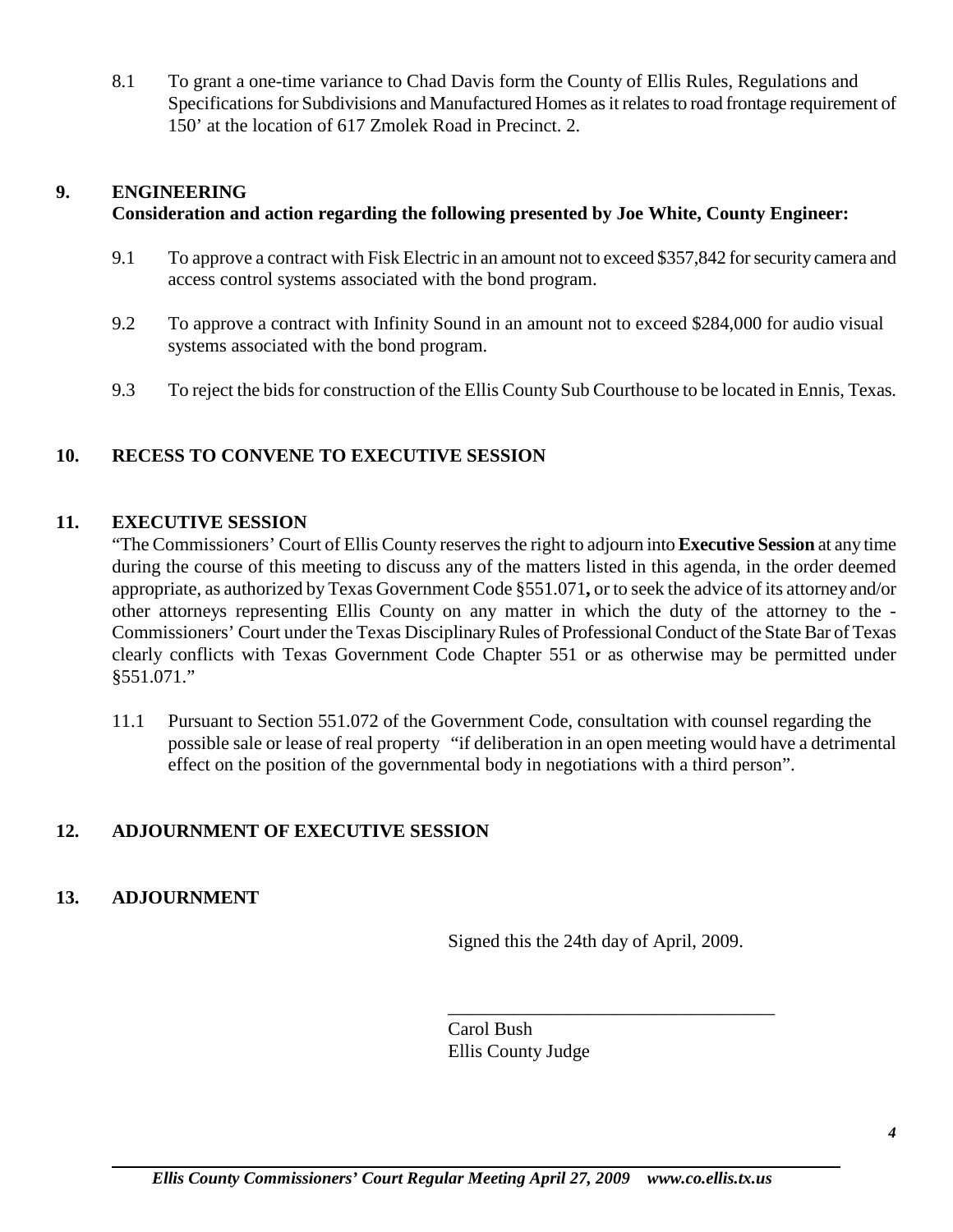8.1 To grant a one-time variance to Chad Davis form the County of Ellis Rules, Regulations and Specifications for Subdivisions and Manufactured Homes as it relates to road frontage requirement of 150' at the location of 617 Zmolek Road in Precinct. 2.

## 9. ENGINEERING

**Consideration and action regarding the following presented by Joe White, County Engineer:**

9.1 To approve a contract with Fisk Electric in an amount not to exceed $357,842 for security camera and access control systems associated with the bond program.

9.2 To approve a contract with Infinity Sound in an amount not to exceed $284,000 for audio visual systems associated with the bond program.

9.3 To reject the bids for construction of the Ellis County Sub Courthouse to be located in Ennis, Texas.

## 10. RECESS TO CONVENE TO EXECUTIVE SESSION

## 11. EXECUTIVE SESSION

"The Commissioners' Court of Ellis County reserves the right to adjourn into **Executive Session** at any time during the course of this meeting to discuss any of the matters listed in this agenda, in the order deemed appropriate, as authorized by Texas Government Code §551.071**,** or to seek the advice of its attorney and/or other attorneys representing Ellis County on any matter in which the duty of the attorney to the - Commissioners' Court under the Texas Disciplinary Rules of Professional Conduct of the State Bar of Texas clearly conflicts with Texas Government Code Chapter 551 or as otherwise may be permitted under §551.071."

11.1 Pursuant to Section 551.072 of the Government Code, consultation with counsel regarding the possible sale or lease of real property "if deliberation in an open meeting would have a detrimental effect on the position of the governmental body in negotiations with a third person".

## 12. ADJOURNMENT OF EXECUTIVE SESSION

## 13. ADJOURNMENT

Signed this the 24th day of April, 2009.

\_\_\_\_\_\_\_\_\_\_\_\_\_\_\_\_\_\_\_\_\_\_\_\_\_\_\_\_\_\_\_\_\_\_\_\_

Carol Bush
Ellis County Judge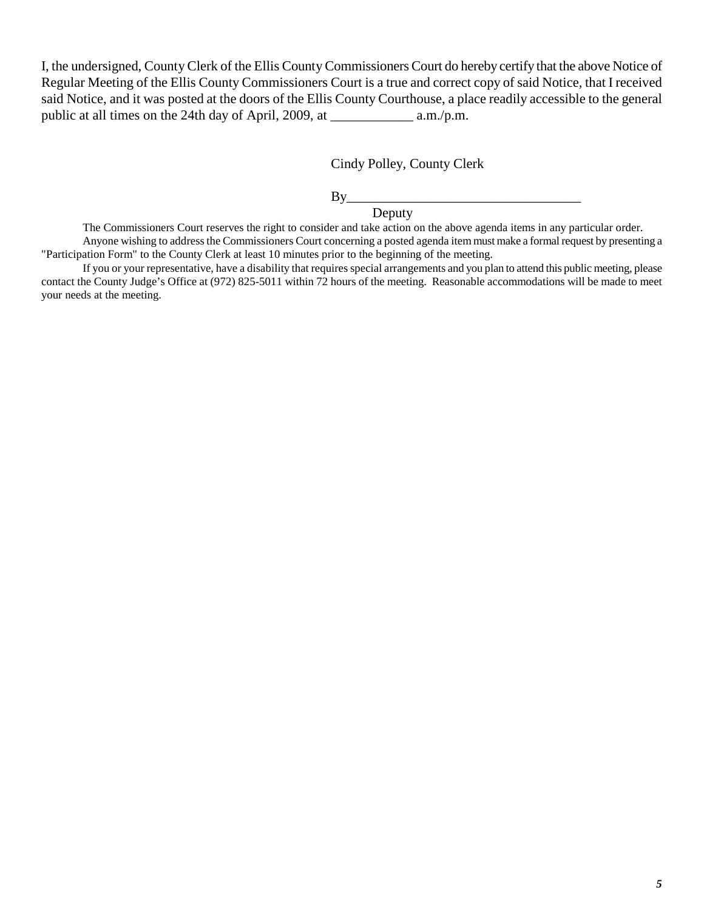I, the undersigned, County Clerk of the Ellis County Commissioners Court do hereby certify that the above Notice of Regular Meeting of the Ellis County Commissioners Court is a true and correct copy of said Notice, that I received said Notice, and it was posted at the doors of the Ellis County Courthouse, a place readily accessible to the general public at all times on the 24th day of April, 2009, at ____________ a.m./p.m.

Cindy Polley, County Clerk

By__________________________________

Deputy

The Commissioners Court reserves the right to consider and take action on the above agenda items in any particular order.

Anyone wishing to address the Commissioners Court concerning a posted agenda item must make a formal request by presenting a "Participation Form" to the County Clerk at least 10 minutes prior to the beginning of the meeting.

If you or your representative, have a disability that requires special arrangements and you plan to attend this public meeting, please contact the County Judge's Office at (972) 825-5011 within 72 hours of the meeting. Reasonable accommodations will be made to meet your needs at the meeting.